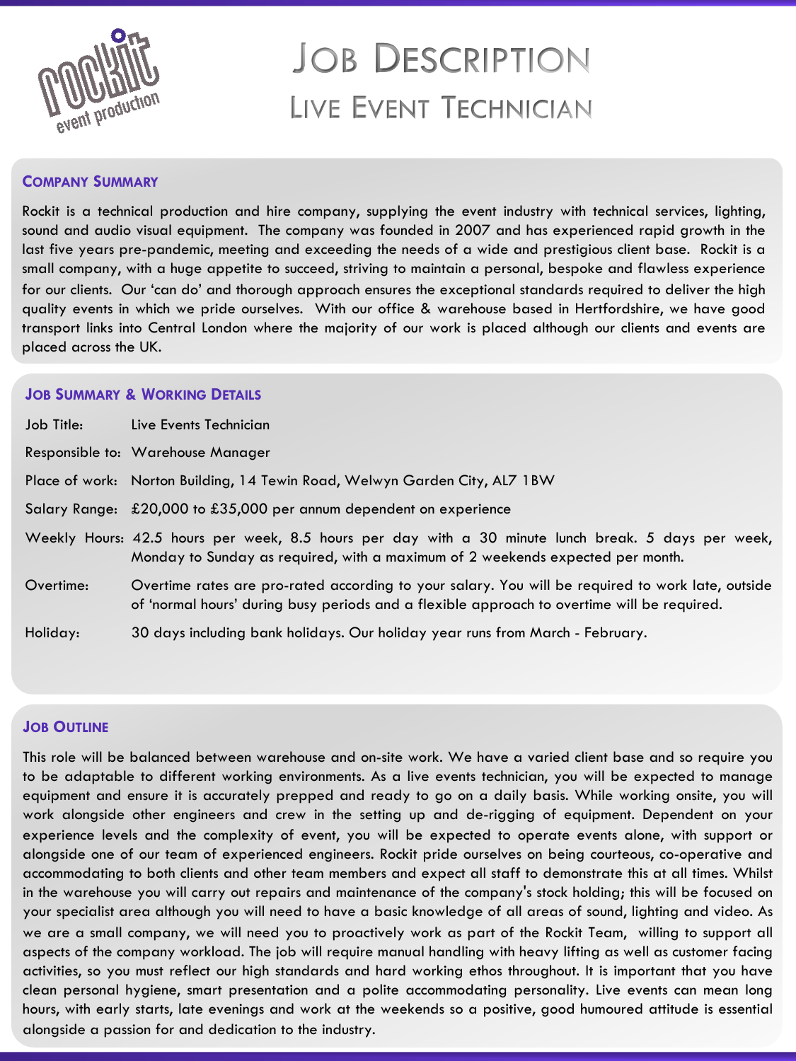# Job Description

## Live Event Technician

### Company Summary

Rockit is a technical production and hire company, supplying the event industry with technical services, lighting, sound and audio visual equipment. The company was founded in 2007 and has experienced rapid growth in the last five years pre-pandemic, meeting and exceeding the needs of a wide and prestigious client base. Rockit is a small company, with a huge appetite to succeed, striving to maintain a personal, bespoke and flawless experience for our clients. Our 'can do' and thorough approach ensures the exceptional standards required to deliver the high quality events in which we pride ourselves. With our office & warehouse based in Hertfordshire, we have good transport links into Central London where the majority of our work is placed although our clients and events are placed across the UK.

### Job Summary & Working Details

| | |
|---|---|
| Job Title: | Live Events Technician |
| Responsible to: | Warehouse Manager |
| Place of work: | Norton Building, 14 Tewin Road, Welwyn Garden City, AL7 1BW |
| Salary Range: | £20,000 to £35,000 per annum dependent on experience |
| Weekly Hours: | 42.5 hours per week, 8.5 hours per day with a 30 minute lunch break. 5 days per week, Monday to Sunday as required, with a maximum of 2 weekends expected per month. |
| Overtime: | Overtime rates are pro-rated according to your salary. You will be required to work late, outside of 'normal hours' during busy periods and a flexible approach to overtime will be required. |
| Holiday: | 30 days including bank holidays. Our holiday year runs from March - February. |

### Job Outline

This role will be balanced between warehouse and on-site work. We have a varied client base and so require you to be adaptable to different working environments. As a live events technician, you will be expected to manage equipment and ensure it is accurately prepped and ready to go on a daily basis. While working onsite, you will work alongside other engineers and crew in the setting up and de-rigging of equipment. Dependent on your experience levels and the complexity of event, you will be expected to operate events alone, with support or alongside one of our team of experienced engineers. Rockit pride ourselves on being courteous, co-operative and accommodating to both clients and other team members and expect all staff to demonstrate this at all times. Whilst in the warehouse you will carry out repairs and maintenance of the company's stock holding; this will be focused on your specialist area although you will need to have a basic knowledge of all areas of sound, lighting and video. As we are a small company, we will need you to proactively work as part of the Rockit Team, willing to support all aspects of the company workload. The job will require manual handling with heavy lifting as well as customer facing activities, so you must reflect our high standards and hard working ethos throughout. It is important that you have clean personal hygiene, smart presentation and a polite accommodating personality. Live events can mean long hours, with early starts, late evenings and work at the weekends so a positive, good humoured attitude is essential alongside a passion for and dedication to the industry.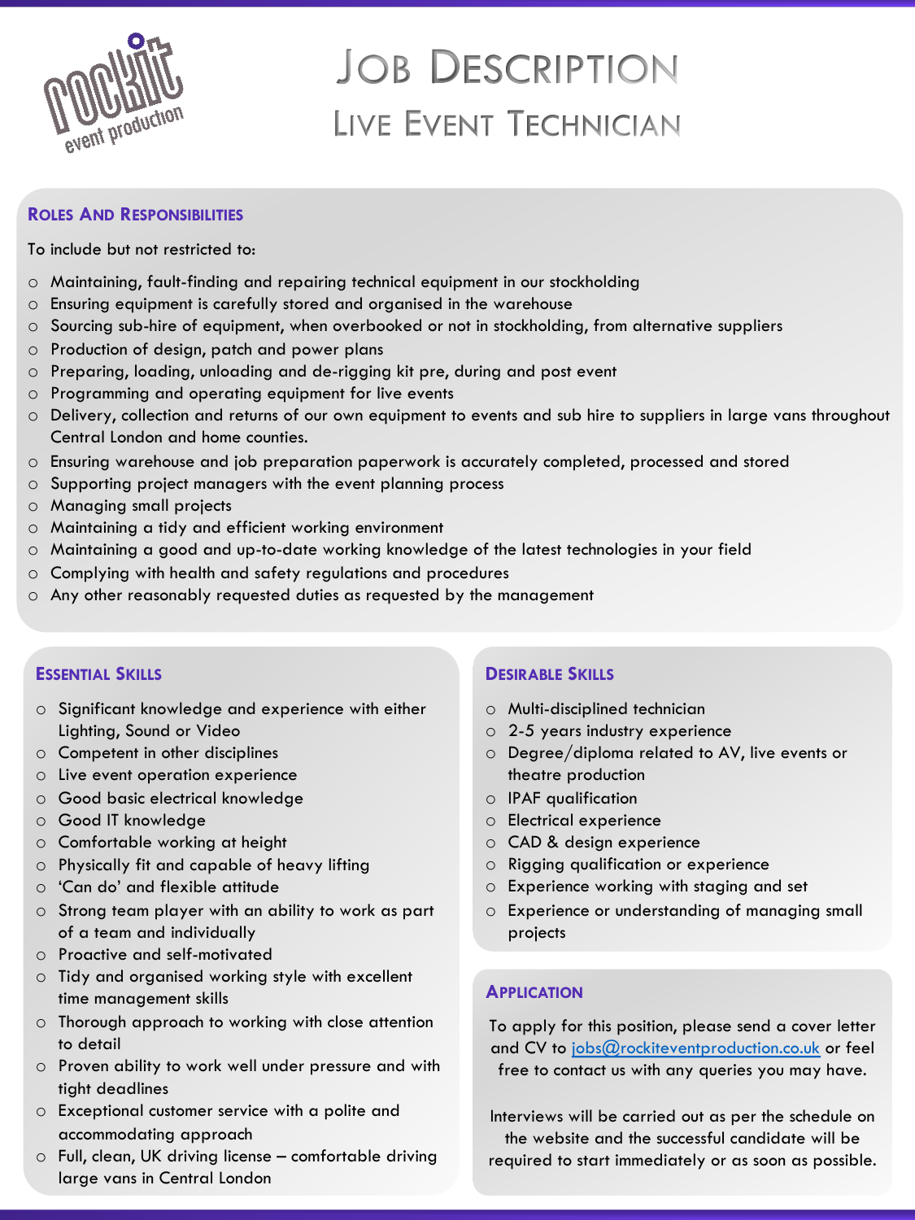rockit event production

# Job Description

## Live Event Technician

### Roles And Responsibilities

To include but not restricted to:

- Maintaining, fault-finding and repairing technical equipment in our stockholding
- Ensuring equipment is carefully stored and organised in the warehouse
- Sourcing sub-hire of equipment, when overbooked or not in stockholding, from alternative suppliers
- Production of design, patch and power plans
- Preparing, loading, unloading and de-rigging kit pre, during and post event
- Programming and operating equipment for live events
- Delivery, collection and returns of our own equipment to events and sub hire to suppliers in large vans throughout Central London and home counties.
- Ensuring warehouse and job preparation paperwork is accurately completed, processed and stored
- Supporting project managers with the event planning process
- Managing small projects
- Maintaining a tidy and efficient working environment
- Maintaining a good and up-to-date working knowledge of the latest technologies in your field
- Complying with health and safety regulations and procedures
- Any other reasonably requested duties as requested by the management

### Essential Skills

- Significant knowledge and experience with either Lighting, Sound or Video
- Competent in other disciplines
- Live event operation experience
- Good basic electrical knowledge
- Good IT knowledge
- Comfortable working at height
- Physically fit and capable of heavy lifting
- 'Can do' and flexible attitude
- Strong team player with an ability to work as part of a team and individually
- Proactive and self-motivated
- Tidy and organised working style with excellent time management skills
- Thorough approach to working with close attention to detail
- Proven ability to work well under pressure and with tight deadlines
- Exceptional customer service with a polite and accommodating approach
- Full, clean, UK driving license – comfortable driving large vans in Central London

### Desirable Skills

- Multi-disciplined technician
- 2-5 years industry experience
- Degree/diploma related to AV, live events or theatre production
- IPAF qualification
- Electrical experience
- CAD & design experience
- Rigging qualification or experience
- Experience working with staging and set
- Experience or understanding of managing small projects

### Application

To apply for this position, please send a cover letter and CV to jobs@rockiteventproduction.co.uk or feel free to contact us with any queries you may have.

Interviews will be carried out as per the schedule on the website and the successful candidate will be required to start immediately or as soon as possible.